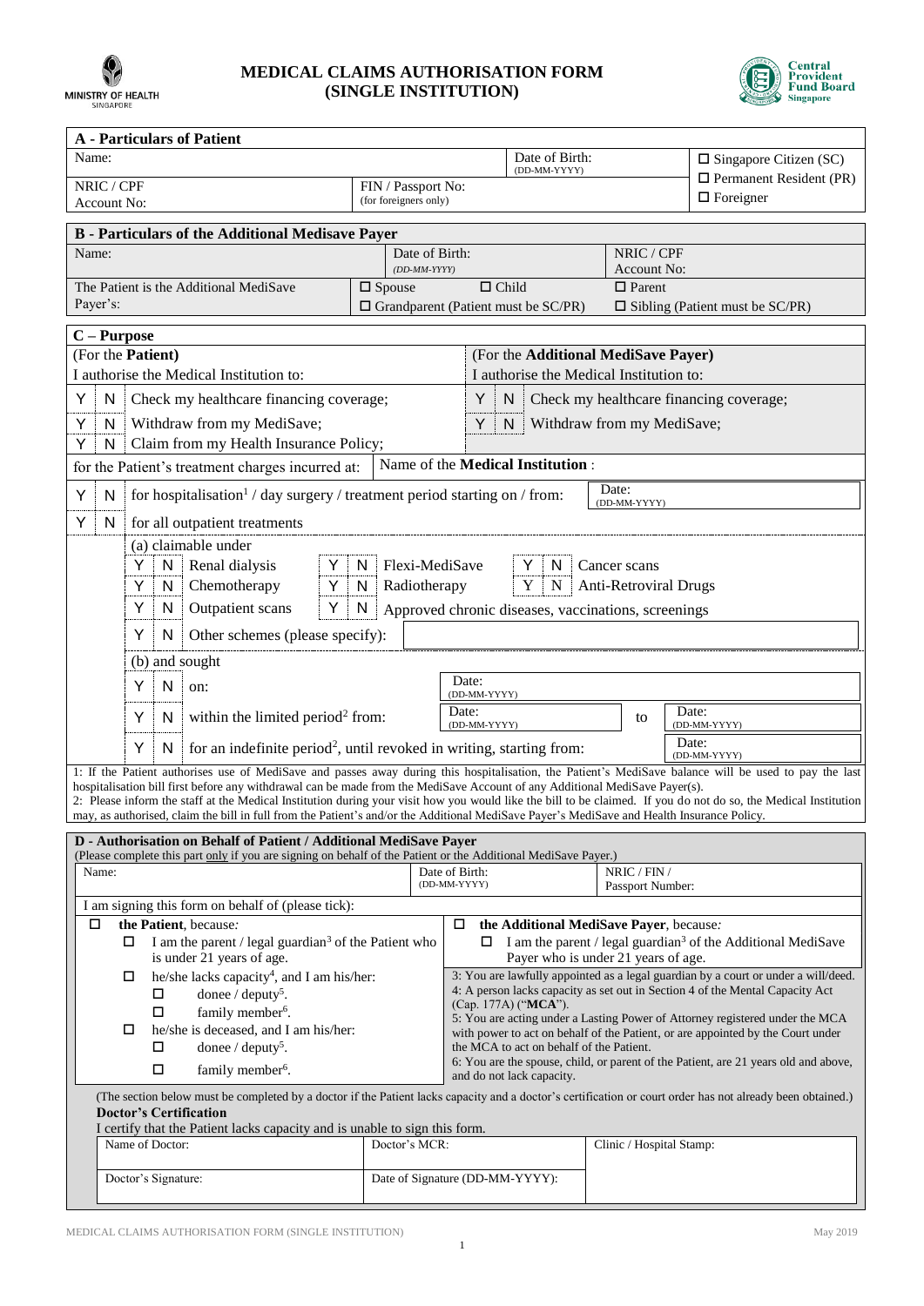MINISTRY OF HEALTH SINGAPORE

# MEDICAL CLAIMS AUTHORISATION FORM (SINGLE INSTITUTION)

Central Provident Fund Board Singapore

## A - Particulars of Patient

| | | | |
|---|---|---|---|
| Name: | | Date of Birth: (DD-MM-YYYY) | ☐ Singapore Citizen (SC) ☐ Permanent Resident (PR) ☐ Foreigner |
| NRIC / CPF Account No: | FIN / Passport No: (for foreigners only) | | |

## B - Particulars of the Additional Medisave Payer

| | | |
|---|---|---|
| Name: | Date of Birth: (DD-MM-YYYY) | NRIC / CPF Account No: |
| The Patient is the Additional MediSave Payer's: | ☐ Spouse ☐ Child ☐ Grandparent (Patient must be SC/PR) | ☐ Parent ☐ Sibling (Patient must be SC/PR) |

## C – Purpose

| (For the **Patient**) I authorise the Medical Institution to: | (For the **Additional MediSave Payer**) I authorise the Medical Institution to: |
|---|---|
| Y N Check my healthcare financing coverage; | Y N Check my healthcare financing coverage; |
| Y N Withdraw from my MediSave; | Y N Withdraw from my MediSave; |
| Y N Claim from my Health Insurance Policy; | |

for the Patient's treatment charges incurred at: Name of the **Medical Institution** :

Y N for hospitalisation[1] / day surgery / treatment period starting on / from: Date: (DD-MM-YYYY)

Y N for all outpatient treatments

(a) claimable under

| | | |
|---|---|---|
| Y N Renal dialysis | Y N Flexi-MediSave | Y N Cancer scans |
| Y N Chemotherapy | Y N Radiotherapy | Y N Anti-Retroviral Drugs |
| Y N Outpatient scans | Y N Approved chronic diseases, vaccinations, screenings | |

Y N Other schemes (please specify):

(b) and sought

Y N on: Date: (DD-MM-YYYY)

Y N within the limited period[2] from: Date: (DD-MM-YYYY) to Date: (DD-MM-YYYY)

Y N for an indefinite period[2], until revoked in writing, starting from: Date: (DD-MM-YYYY)

1: If the Patient authorises use of MediSave and passes away during this hospitalisation, the Patient's MediSave balance will be used to pay the last hospitalisation bill first before any withdrawal can be made from the MediSave Account of any Additional MediSave Payer(s).

2: Please inform the staff at the Medical Institution during your visit how you would like the bill to be claimed. If you do not do so, the Medical Institution may, as authorised, claim the bill in full from the Patient's and/or the Additional MediSave Payer's MediSave and Health Insurance Policy.

## D - Authorisation on Behalf of Patient / Additional MediSave Payer

(Please complete this part only if you are signing on behalf of the Patient or the Additional MediSave Payer.)

| | | |
|---|---|---|
| Name: | Date of Birth: (DD-MM-YYYY) | NRIC / FIN / Passport Number: |

I am signing this form on behalf of (please tick):

☐ **the Patient**, because:
- ☐ I am the parent / legal guardian[3] of the Patient who is under 21 years of age.
- ☐ he/she lacks capacity[4], and I am his/her:
  - ☐ donee / deputy[5].
  - ☐ family member[6].
- ☐ he/she is deceased, and I am his/her:
  - ☐ donee / deputy[5].
  - ☐ family member[6].

☐ **the Additional MediSave Payer**, because:
- ☐ I am the parent / legal guardian[3] of the Additional MediSave Payer who is under 21 years of age.

3: You are lawfully appointed as a legal guardian by a court or under a will/deed.
4: A person lacks capacity as set out in Section 4 of the Mental Capacity Act (Cap. 177A) ("**MCA**").
5: You are acting under a Lasting Power of Attorney registered under the MCA with power to act on behalf of the Patient, or are appointed by the Court under the MCA to act on behalf of the Patient.
6: You are the spouse, child, or parent of the Patient, are 21 years old and above, and do not lack capacity.

(The section below must be completed by a doctor if the Patient lacks capacity and a doctor's certification or court order has not already been obtained.)

**Doctor's Certification**

I certify that the Patient lacks capacity and is unable to sign this form.

| | | |
|---|---|---|
| Name of Doctor: | Doctor's MCR: | Clinic / Hospital Stamp: |
| Doctor's Signature: | Date of Signature (DD-MM-YYYY): | |

MEDICAL CLAIMS AUTHORISATION FORM (SINGLE INSTITUTION) May 2019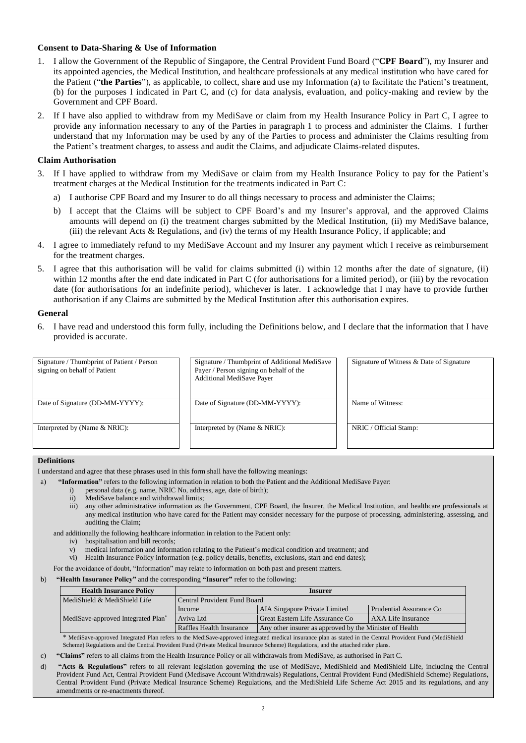### Consent to Data-Sharing & Use of Information

1. I allow the Government of the Republic of Singapore, the Central Provident Fund Board ("**CPF Board**"), my Insurer and its appointed agencies, the Medical Institution, and healthcare professionals at any medical institution who have cared for the Patient ("**the Parties**"), as applicable, to collect, share and use my Information (a) to facilitate the Patient's treatment, (b) for the purposes I indicated in Part C, and (c) for data analysis, evaluation, and policy-making and review by the Government and CPF Board.
2. If I have also applied to withdraw from my MediSave or claim from my Health Insurance Policy in Part C, I agree to provide any information necessary to any of the Parties in paragraph 1 to process and administer the Claims. I further understand that my Information may be used by any of the Parties to process and administer the Claims resulting from the Patient's treatment charges, to assess and audit the Claims, and adjudicate Claims-related disputes.

### Claim Authorisation

3. If I have applied to withdraw from my MediSave or claim from my Health Insurance Policy to pay for the Patient's treatment charges at the Medical Institution for the treatments indicated in Part C:
   a) I authorise CPF Board and my Insurer to do all things necessary to process and administer the Claims;
   b) I accept that the Claims will be subject to CPF Board's and my Insurer's approval, and the approved Claims amounts will depend on (i) the treatment charges submitted by the Medical Institution, (ii) my MediSave balance, (iii) the relevant Acts & Regulations, and (iv) the terms of my Health Insurance Policy, if applicable; and
4. I agree to immediately refund to my MediSave Account and my Insurer any payment which I receive as reimbursement for the treatment charges.
5. I agree that this authorisation will be valid for claims submitted (i) within 12 months after the date of signature, (ii) within 12 months after the end date indicated in Part C (for authorisations for a limited period), or (iii) by the revocation date (for authorisations for an indefinite period), whichever is later. I acknowledge that I may have to provide further authorisation if any Claims are submitted by the Medical Institution after this authorisation expires.

### General

6. I have read and understood this form fully, including the Definitions below, and I declare that the information that I have provided is accurate.

| Signature / Thumbprint of Patient / Person signing on behalf of Patient | Signature / Thumbprint of Additional MediSave Payer / Person signing on behalf of the Additional MediSave Payer | Signature of Witness & Date of Signature |
|---|---|---|
| Date of Signature (DD-MM-YYYY): | Date of Signature (DD-MM-YYYY): | Name of Witness: |
| Interpreted by (Name & NRIC): | Interpreted by (Name & NRIC): | NRIC / Official Stamp: |

### Definitions

I understand and agree that these phrases used in this form shall have the following meanings:

a) **"Information"** refers to the following information in relation to both the Patient and the Additional MediSave Payer:
   i) personal data (e.g. name, NRIC No, address, age, date of birth);
   ii) MediSave balance and withdrawal limits;
   iii) any other administrative information as the Government, CPF Board, the Insurer, the Medical Institution, and healthcare professionals at any medical institution who have cared for the Patient may consider necessary for the purpose of processing, administering, assessing, and auditing the Claim;

   and additionally the following healthcare information in relation to the Patient only:
   iv) hospitalisation and bill records;
   v) medical information and information relating to the Patient's medical condition and treatment; and
   vi) Health Insurance Policy information (e.g. policy details, benefits, exclusions, start and end dates);

   For the avoidance of doubt, "Information" may relate to information on both past and present matters.

b) **"Health Insurance Policy"** and the corresponding **"Insurer"** refer to the following:

| Health Insurance Policy | Insurer | | |
|---|---|---|---|
| MediShield & MediShield Life | Central Provident Fund Board | | |
| MediSave-approved Integrated Plan* | Income | AIA Singapore Private Limited | Prudential Assurance Co |
| | Aviva Ltd | Great Eastern Life Assurance Co | AXA Life Insurance |
| | Raffles Health Insurance | Any other insurer as approved by the Minister of Health | |

\* MediSave-approved Integrated Plan refers to the MediSave-approved integrated medical insurance plan as stated in the Central Provident Fund (MediShield Scheme) Regulations and the Central Provident Fund (Private Medical Insurance Scheme) Regulations, and the attached rider plans.

c) **"Claims"** refers to all claims from the Health Insurance Policy or all withdrawals from MediSave, as authorised in Part C.

d) **"Acts & Regulations"** refers to all relevant legislation governing the use of MediSave, MediShield and MediShield Life, including the Central Provident Fund Act, Central Provident Fund (Medisave Account Withdrawals) Regulations, Central Provident Fund (MediShield Scheme) Regulations, Central Provident Fund (Private Medical Insurance Scheme) Regulations, and the MediShield Life Scheme Act 2015 and its regulations, and any amendments or re-enactments thereof.